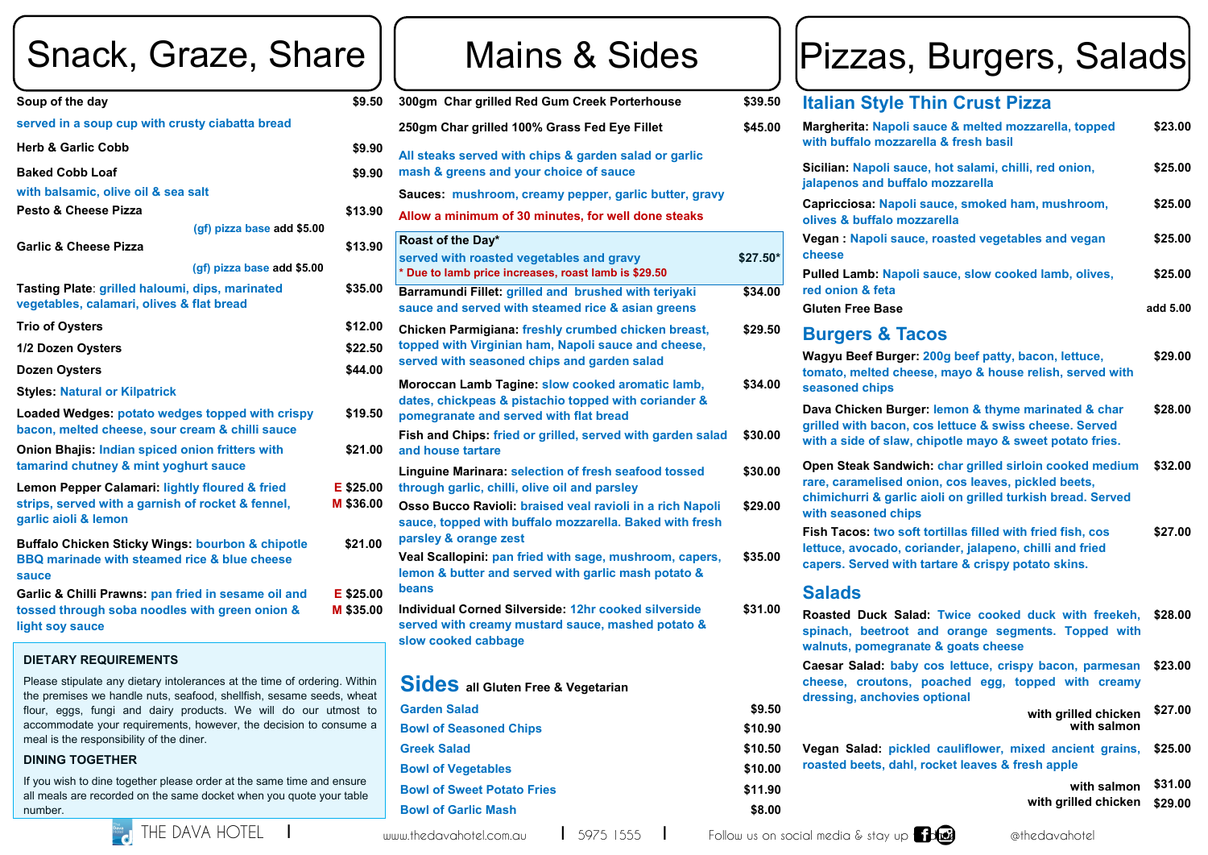# Snack, Graze, Share

**Soup of the day** — $9.50
served in a soup cup with crusty ciabatta bread

**Herb & Garlic Cobb** — $9.90

**Baked Cobb Loaf** — $9.90
with balsamic, olive oil & sea salt

**Pesto & Cheese Pizza** — $13.90
(gf) pizza base add $5.00

**Garlic & Cheese Pizza** — $13.90
(gf) pizza base add $5.00

**Tasting Plate**: grilled haloumi, dips, marinated vegetables, calamari, olives & flat bread — $35.00

**Trio of Oysters** — $12.00

**1/2 Dozen Oysters** — $22.50

**Dozen Oysters** — $44.00

**Styles:** Natural or Kilpatrick

**Loaded Wedges:** potato wedges topped with crispy bacon, melted cheese, sour cream & chilli sauce — $19.50

**Onion Bhajis:** Indian spiced onion fritters with tamarind chutney & mint yoghurt sauce — $21.00

**Lemon Pepper Calamari:** lightly floured & fried strips, served with a garnish of rocket & fennel, garlic aioli & lemon — E $25.00 / M $36.00

**Buffalo Chicken Sticky Wings:** bourbon & chipotle BBQ marinade with steamed rice & blue cheese sauce — $21.00

**Garlic & Chilli Prawns:** pan fried in sesame oil and tossed through soba noodles with green onion & light soy sauce — E $25.00 / M $35.00

### DIETARY REQUIREMENTS

Please stipulate any dietary intolerances at the time of ordering. Within the premises we handle nuts, seafood, shellfish, sesame seeds, wheat flour, eggs, fungi and dairy products. We will do our utmost to accommodate your requirements, however, the decision to consume a meal is the responsibility of the diner.

### DINING TOGETHER

If you wish to dine together please order at the same time and ensure all meals are recorded on the same docket when you quote your table number.

# Mains & Sides

**300gm Char grilled Red Gum Creek Porterhouse** — $39.50

**250gm Char grilled 100% Grass Fed Eye Fillet** — $45.00

All steaks served with chips & garden salad or garlic mash & greens and your choice of sauce

**Sauces:** mushroom, creamy pepper, garlic butter, gravy

Allow a minimum of 30 minutes, for well done steaks

**Roast of the Day*** — $27.50*
served with roasted vegetables and gravy
* Due to lamb price increases, roast lamb is $29.50

**Barramundi Fillet:** grilled and brushed with teriyaki sauce and served with steamed rice & asian greens — $34.00

**Chicken Parmigiana:** freshly crumbed chicken breast, topped with Virginian ham, Napoli sauce and cheese, served with seasoned chips and garden salad — $29.50

**Moroccan Lamb Tagine:** slow cooked aromatic lamb, dates, chickpeas & pistachio topped with coriander & pomegranate and served with flat bread — $34.00

**Fish and Chips:** fried or grilled, served with garden salad and house tartare — $30.00

**Linguine Marinara:** selection of fresh seafood tossed through garlic, chilli, olive oil and parsley — $30.00

**Osso Bucco Ravioli:** braised veal ravioli in a rich Napoli sauce, topped with buffalo mozzarella. Baked with fresh parsley & orange zest — $29.00

**Veal Scallopini:** pan fried with sage, mushroom, capers, lemon & butter and served with garlic mash potato & beans — $35.00

**Individual Corned Silverside:** 12hr cooked silverside served with creamy mustard sauce, mashed potato & slow cooked cabbage — $31.00

## Sides all Gluten Free & Vegetarian

| Item | Price |
|---|---|
| Garden Salad | $9.50 |
| Bowl of Seasoned Chips | $10.90 |
| Greek Salad | $10.50 |
| Bowl of Vegetables | $10.00 |
| Bowl of Sweet Potato Fries | $11.90 |
| Bowl of Garlic Mash | $8.00 |

# Pizzas, Burgers, Salads

## Italian Style Thin Crust Pizza

**Margherita:** Napoli sauce & melted mozzarella, topped with buffalo mozzarella & fresh basil — $23.00

**Sicilian:** Napoli sauce, hot salami, chilli, red onion, jalapenos and buffalo mozzarella — $25.00

**Capricciosa:** Napoli sauce, smoked ham, mushroom, olives & buffalo mozzarella — $25.00

**Vegan :** Napoli sauce, roasted vegetables and vegan cheese — $25.00

**Pulled Lamb:** Napoli sauce, slow cooked lamb, olives, red onion & feta — $25.00

**Gluten Free Base** — add 5.00

## Burgers & Tacos

**Wagyu Beef Burger:** 200g beef patty, bacon, lettuce, tomato, melted cheese, mayo & house relish, served with seasoned chips — $29.00

**Dava Chicken Burger:** lemon & thyme marinated & char grilled with bacon, cos lettuce & swiss cheese. Served with a side of slaw, chipotle mayo & sweet potato fries. — $28.00

**Open Steak Sandwich:** char grilled sirloin cooked medium rare, caramelised onion, cos leaves, pickled beets, chimichurri & garlic aioli on grilled turkish bread. Served with seasoned chips — $32.00

**Fish Tacos:** two soft tortillas filled with fried fish, cos lettuce, avocado, coriander, jalapeno, chilli and fried capers. Served with tartare & crispy potato skins. — $27.00

## Salads

**Roasted Duck Salad:** Twice cooked duck with freekeh, spinach, beetroot and orange segments. Topped with walnuts, pomegranate & goats cheese — $28.00

**Caesar Salad:** baby cos lettuce, crispy bacon, parmesan cheese, croutons, poached egg, topped with creamy dressing, anchovies optional — $23.00
with grilled chicken / with salmon — $27.00

**Vegan Salad:** pickled cauliflower, mixed ancient grains, roasted beets, dahl, rocket leaves & fresh apple — $25.00
with salmon — $31.00
with grilled chicken — $29.00

THE DAVA HOTEL | www.thedavahotel.com.au | 5975 1555 | Follow us on social media & stay up to date @thedavahotel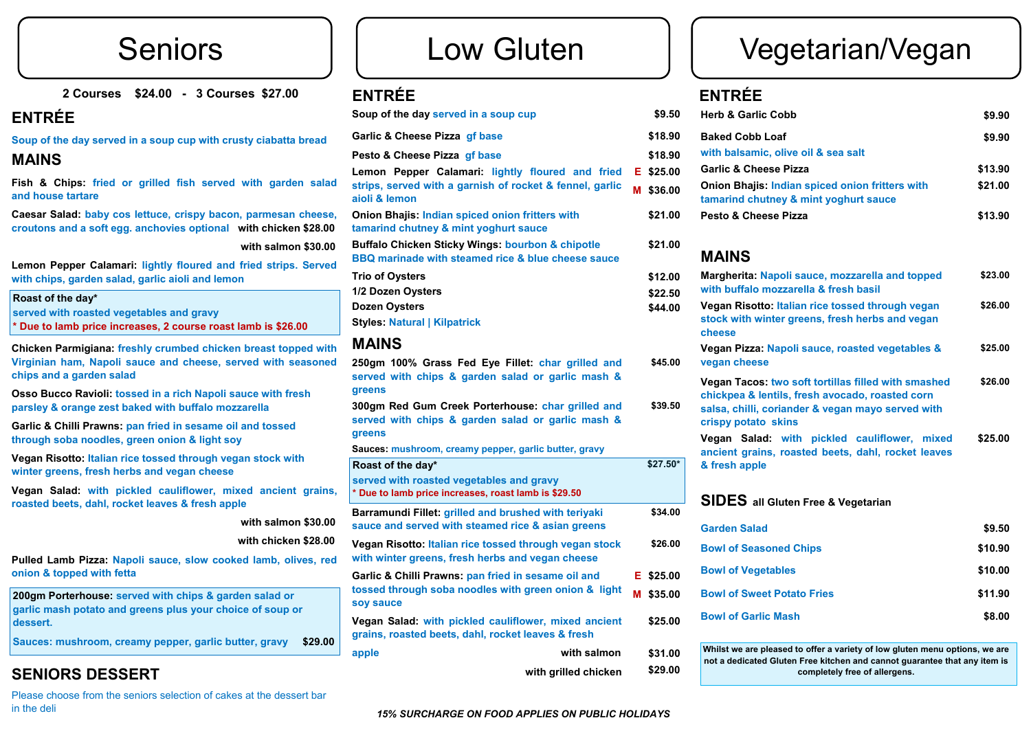# Seniors

2 Courses $24.00 - 3 Courses $27.00

## ENTRÉE

Soup of the day served in a soup cup with crusty ciabatta bread

## MAINS

**Fish & Chips:** fried or grilled fish served with garden salad and house tartare

**Caesar Salad:** baby cos lettuce, crispy bacon, parmesan cheese, croutons and a soft egg. anchovies optional with chicken $28.00

with salmon $30.00

**Lemon Pepper Calamari:** lightly floured and fried strips. Served with chips, garden salad, garlic aioli and lemon

**Roast of the day***
served with roasted vegetables and gravy
* Due to lamb price increases, 2 course roast lamb is $26.00

**Chicken Parmigiana:** freshly crumbed chicken breast topped with Virginian ham, Napoli sauce and cheese, served with seasoned chips and a garden salad

**Osso Bucco Ravioli:** tossed in a rich Napoli sauce with fresh parsley & orange zest baked with buffalo mozzarella

**Garlic & Chilli Prawns:** pan fried in sesame oil and tossed through soba noodles, green onion & light soy

**Vegan Risotto:** Italian rice tossed through vegan stock with winter greens, fresh herbs and vegan cheese

**Vegan Salad:** with pickled cauliflower, mixed ancient grains, roasted beets, dahl, rocket leaves & fresh apple

with salmon $30.00

with chicken $28.00

**Pulled Lamb Pizza:** Napoli sauce, slow cooked lamb, olives, red onion & topped with fetta

**200gm Porterhouse:** served with chips & garden salad or garlic mash potato and greens plus your choice of soup or dessert.

Sauces: mushroom, creamy pepper, garlic butter, gravy $29.00

## SENIORS DESSERT

Please choose from the seniors selection of cakes at the dessert bar in the deli

# Low Gluten

## ENTRÉE

| | | |
|---|---|---|
| **Soup of the day** served in a soup cup | | $9.50 |
| **Garlic & Cheese Pizza** gf base | | $18.90 |
| **Pesto & Cheese Pizza** gf base | | $18.90 |
| **Lemon Pepper Calamari:** lightly floured and fried strips, served with a garnish of rocket & fennel, garlic aioli & lemon | E | $25.00 |
| | M | $36.00 |
| **Onion Bhajis:** Indian spiced onion fritters with tamarind chutney & mint yoghurt sauce | | $21.00 |
| **Buffalo Chicken Sticky Wings:** bourbon & chipotle BBQ marinade with steamed rice & blue cheese sauce | | $21.00 |
| Trio of Oysters | | $12.00 |
| 1/2 Dozen Oysters | | $22.50 |
| Dozen Oysters | | $44.00 |

**Styles:** Natural | Kilpatrick

## MAINS

| | | |
|---|---|---|
| **250gm 100% Grass Fed Eye Fillet:** char grilled and served with chips & garden salad or garlic mash & greens | | $45.00 |
| **300gm Red Gum Creek Porterhouse:** char grilled and served with chips & garden salad or garlic mash & greens | | $39.50 |

Sauces: mushroom, creamy pepper, garlic butter, gravy

**Roast of the day*** $27.50*
served with roasted vegetables and gravy
* Due to lamb price increases, roast lamb is $29.50

| | | |
|---|---|---|
| **Barramundi Fillet:** grilled and brushed with teriyaki sauce and served with steamed rice & asian greens | | $34.00 |
| **Vegan Risotto:** Italian rice tossed through vegan stock with winter greens, fresh herbs and vegan cheese | | $26.00 |
| **Garlic & Chilli Prawns:** pan fried in sesame oil and tossed through soba noodles with green onion & light soy sauce | E | $25.00 |
| | M | $35.00 |
| **Vegan Salad:** with pickled cauliflower, mixed ancient grains, roasted beets, dahl, rocket leaves & fresh apple | | $25.00 |
| with salmon | | $31.00 |
| with grilled chicken | | $29.00 |

*15% SURCHARGE ON FOOD APPLIES ON PUBLIC HOLIDAYS*

# Vegetarian/Vegan

## ENTRÉE

| | |
|---|---|
| **Herb & Garlic Cobb** | $9.90 |
| **Baked Cobb Loaf** with balsamic, olive oil & sea salt | $9.90 |
| **Garlic & Cheese Pizza** | $13.90 |
| **Onion Bhajis:** Indian spiced onion fritters with tamarind chutney & mint yoghurt sauce | $21.00 |
| **Pesto & Cheese Pizza** | $13.90 |

## MAINS

| | |
|---|---|
| **Margherita:** Napoli sauce, mozzarella and topped with buffalo mozzarella & fresh basil | $23.00 |
| **Vegan Risotto:** Italian rice tossed through vegan stock with winter greens, fresh herbs and vegan cheese | $26.00 |
| **Vegan Pizza:** Napoli sauce, roasted vegetables & vegan cheese | $25.00 |
| **Vegan Tacos:** two soft tortillas filled with smashed chickpea & lentils, fresh avocado, roasted corn salsa, chilli, coriander & vegan mayo served with crispy potato skins | $26.00 |
| **Vegan Salad:** with pickled cauliflower, mixed ancient grains, roasted beets, dahl, rocket leaves & fresh apple | $25.00 |

## SIDES all Gluten Free & Vegetarian

| | |
|---|---|
| Garden Salad | $9.50 |
| Bowl of Seasoned Chips | $10.90 |
| Bowl of Vegetables | $10.00 |
| Bowl of Sweet Potato Fries | $11.90 |
| Bowl of Garlic Mash | $8.00 |

**Whilst we are pleased to offer a variety of low gluten menu options, we are not a dedicated Gluten Free kitchen and cannot guarantee that any item is completely free of allergens.**